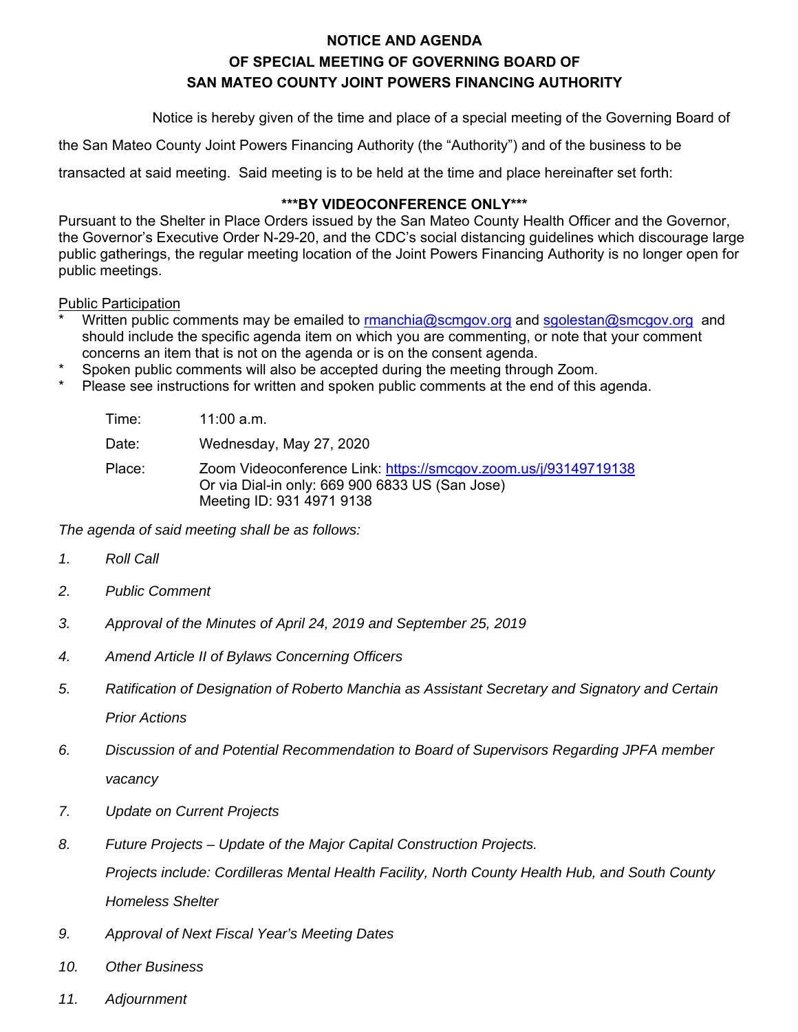# NOTICE AND AGENDA
# OF SPECIAL MEETING OF GOVERNING BOARD OF
# SAN MATEO COUNTY JOINT POWERS FINANCING AUTHORITY

Notice is hereby given of the time and place of a special meeting of the Governing Board of the San Mateo County Joint Powers Financing Authority (the "Authority") and of the business to be transacted at said meeting. Said meeting is to be held at the time and place hereinafter set forth:

**\*\*\*BY VIDEOCONFERENCE ONLY\*\*\***

Pursuant to the Shelter in Place Orders issued by the San Mateo County Health Officer and the Governor, the Governor's Executive Order N-29-20, and the CDC's social distancing guidelines which discourage large public gatherings, the regular meeting location of the Joint Powers Financing Authority is no longer open for public meetings.

Public Participation

- Written public comments may be emailed to rmanchia@scmgov.org and sgolestan@smcgov.org and should include the specific agenda item on which you are commenting, or note that your comment concerns an item that is not on the agenda or is on the consent agenda.
- Spoken public comments will also be accepted during the meeting through Zoom.
- Please see instructions for written and spoken public comments at the end of this agenda.

| | |
|---|---|
| Time: | 11:00 a.m. |
| Date: | Wednesday, May 27, 2020 |
| Place: | Zoom Videoconference Link: https://smcgov.zoom.us/j/93149719138<br>Or via Dial-in only: 669 900 6833 US (San Jose)<br>Meeting ID: 931 4971 9138 |

*The agenda of said meeting shall be as follows:*

1. *Roll Call*
2. *Public Comment*
3. *Approval of the Minutes of April 24, 2019 and September 25, 2019*
4. *Amend Article II of Bylaws Concerning Officers*
5. *Ratification of Designation of Roberto Manchia as Assistant Secretary and Signatory and Certain Prior Actions*
6. *Discussion of and Potential Recommendation to Board of Supervisors Regarding JPFA member vacancy*
7. *Update on Current Projects*
8. *Future Projects – Update of the Major Capital Construction Projects.*

   *Projects include: Cordilleras Mental Health Facility, North County Health Hub, and South County Homeless Shelter*
9. *Approval of Next Fiscal Year's Meeting Dates*
10. *Other Business*
11. *Adjournment*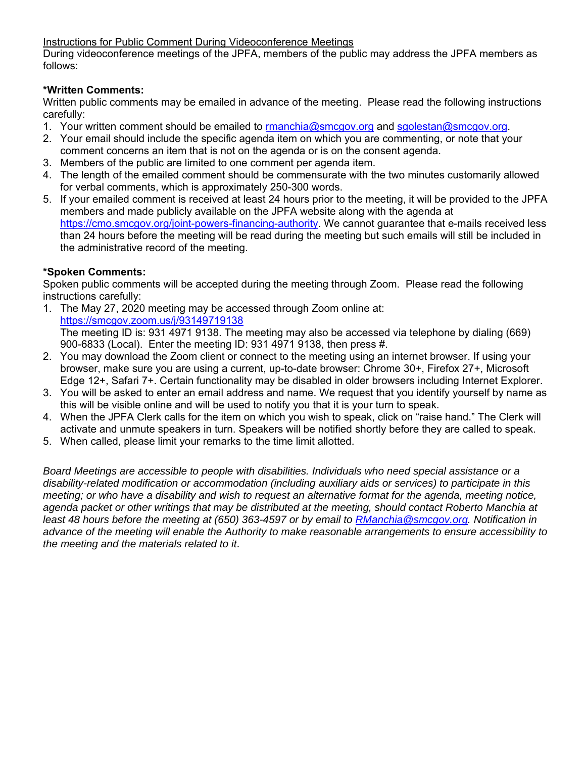Instructions for Public Comment During Videoconference Meetings

During videoconference meetings of the JPFA, members of the public may address the JPFA members as follows:

**\*Written Comments:**

Written public comments may be emailed in advance of the meeting. Please read the following instructions carefully:

1. Your written comment should be emailed to rmanchia@smcgov.org and sgolestan@smcgov.org.
2. Your email should include the specific agenda item on which you are commenting, or note that your comment concerns an item that is not on the agenda or is on the consent agenda.
3. Members of the public are limited to one comment per agenda item.
4. The length of the emailed comment should be commensurate with the two minutes customarily allowed for verbal comments, which is approximately 250-300 words.
5. If your emailed comment is received at least 24 hours prior to the meeting, it will be provided to the JPFA members and made publicly available on the JPFA website along with the agenda at https://cmo.smcgov.org/joint-powers-financing-authority. We cannot guarantee that e-mails received less than 24 hours before the meeting will be read during the meeting but such emails will still be included in the administrative record of the meeting.

**\*Spoken Comments:**

Spoken public comments will be accepted during the meeting through Zoom. Please read the following instructions carefully:

1. The May 27, 2020 meeting may be accessed through Zoom online at: https://smcgov.zoom.us/j/93149719138
   The meeting ID is: 931 4971 9138. The meeting may also be accessed via telephone by dialing (669) 900-6833 (Local). Enter the meeting ID: 931 4971 9138, then press #.
2. You may download the Zoom client or connect to the meeting using an internet browser. If using your browser, make sure you are using a current, up-to-date browser: Chrome 30+, Firefox 27+, Microsoft Edge 12+, Safari 7+. Certain functionality may be disabled in older browsers including Internet Explorer.
3. You will be asked to enter an email address and name. We request that you identify yourself by name as this will be visible online and will be used to notify you that it is your turn to speak.
4. When the JPFA Clerk calls for the item on which you wish to speak, click on "raise hand." The Clerk will activate and unmute speakers in turn. Speakers will be notified shortly before they are called to speak.
5. When called, please limit your remarks to the time limit allotted.

*Board Meetings are accessible to people with disabilities. Individuals who need special assistance or a disability-related modification or accommodation (including auxiliary aids or services) to participate in this meeting; or who have a disability and wish to request an alternative format for the agenda, meeting notice, agenda packet or other writings that may be distributed at the meeting, should contact Roberto Manchia at least 48 hours before the meeting at (650) 363-4597 or by email to RManchia@smcgov.org. Notification in advance of the meeting will enable the Authority to make reasonable arrangements to ensure accessibility to the meeting and the materials related to it*.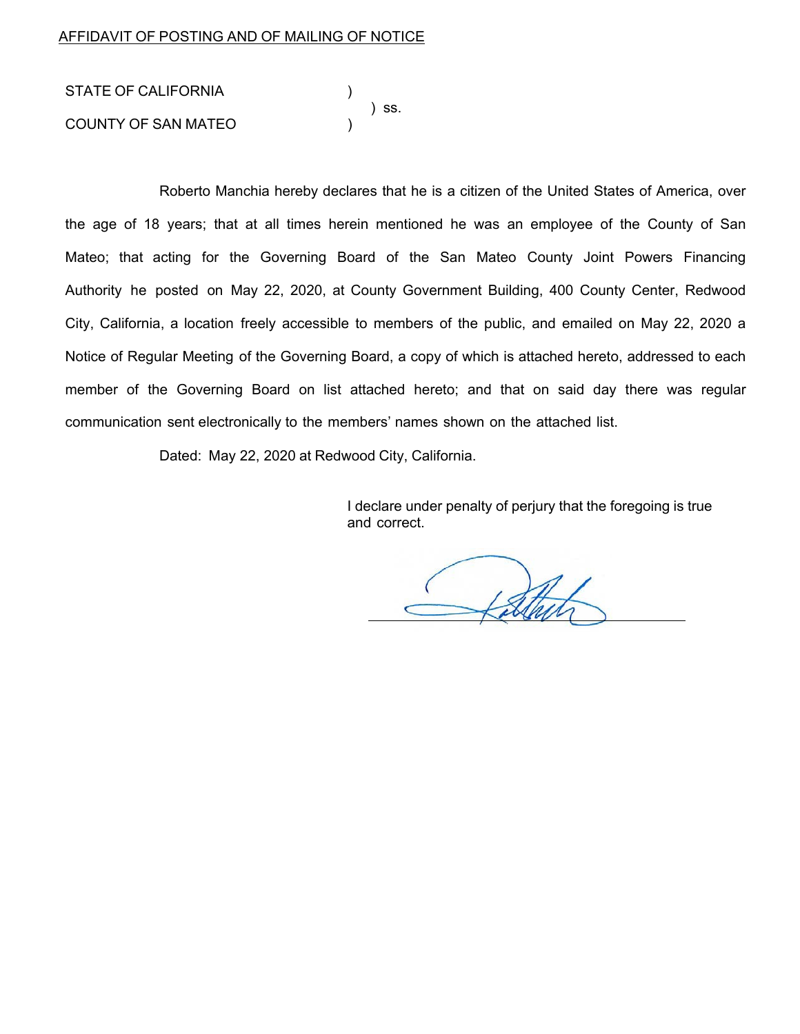AFFIDAVIT OF POSTING AND OF MAILING OF NOTICE

STATE OF CALIFORNIA )
) ss.
COUNTY OF SAN MATEO )

Roberto Manchia hereby declares that he is a citizen of the United States of America, over the age of 18 years; that at all times herein mentioned he was an employee of the County of San Mateo; that acting for the Governing Board of the San Mateo County Joint Powers Financing Authority he posted on May 22, 2020, at County Government Building, 400 County Center, Redwood City, California, a location freely accessible to members of the public, and emailed on May 22, 2020 a Notice of Regular Meeting of the Governing Board, a copy of which is attached hereto, addressed to each member of the Governing Board on list attached hereto; and that on said day there was regular communication sent electronically to the members' names shown on the attached list.

Dated: May 22, 2020 at Redwood City, California.

I declare under penalty of perjury that the foregoing is true and correct.

\_\_\_\_\_\_\_\_\_\_\_\_\_\_\_\_\_\_\_\_\_\_\_\_\_\_\_\_\_\_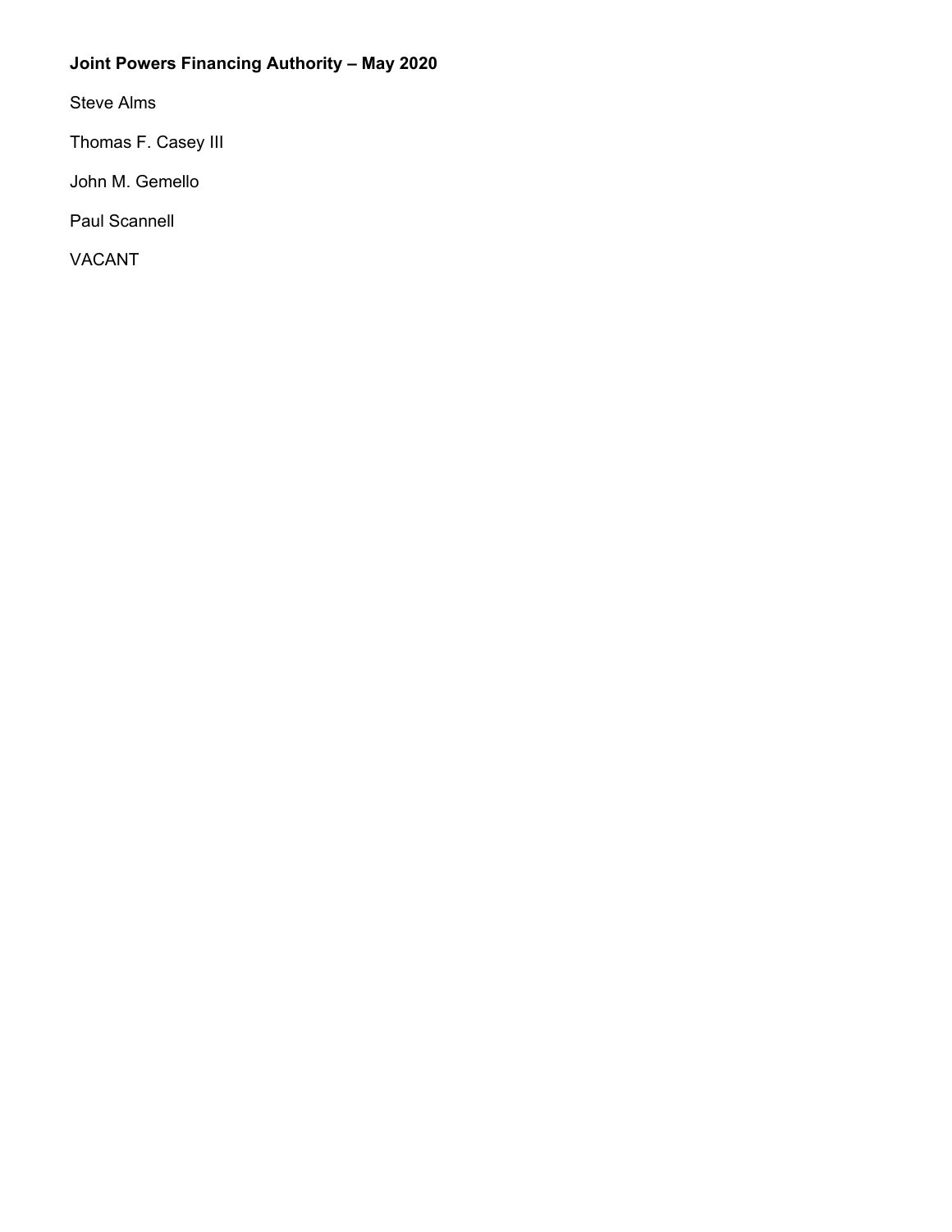**Joint Powers Financing Authority – May 2020**

Steve Alms

Thomas F. Casey III

John M. Gemello

Paul Scannell

VACANT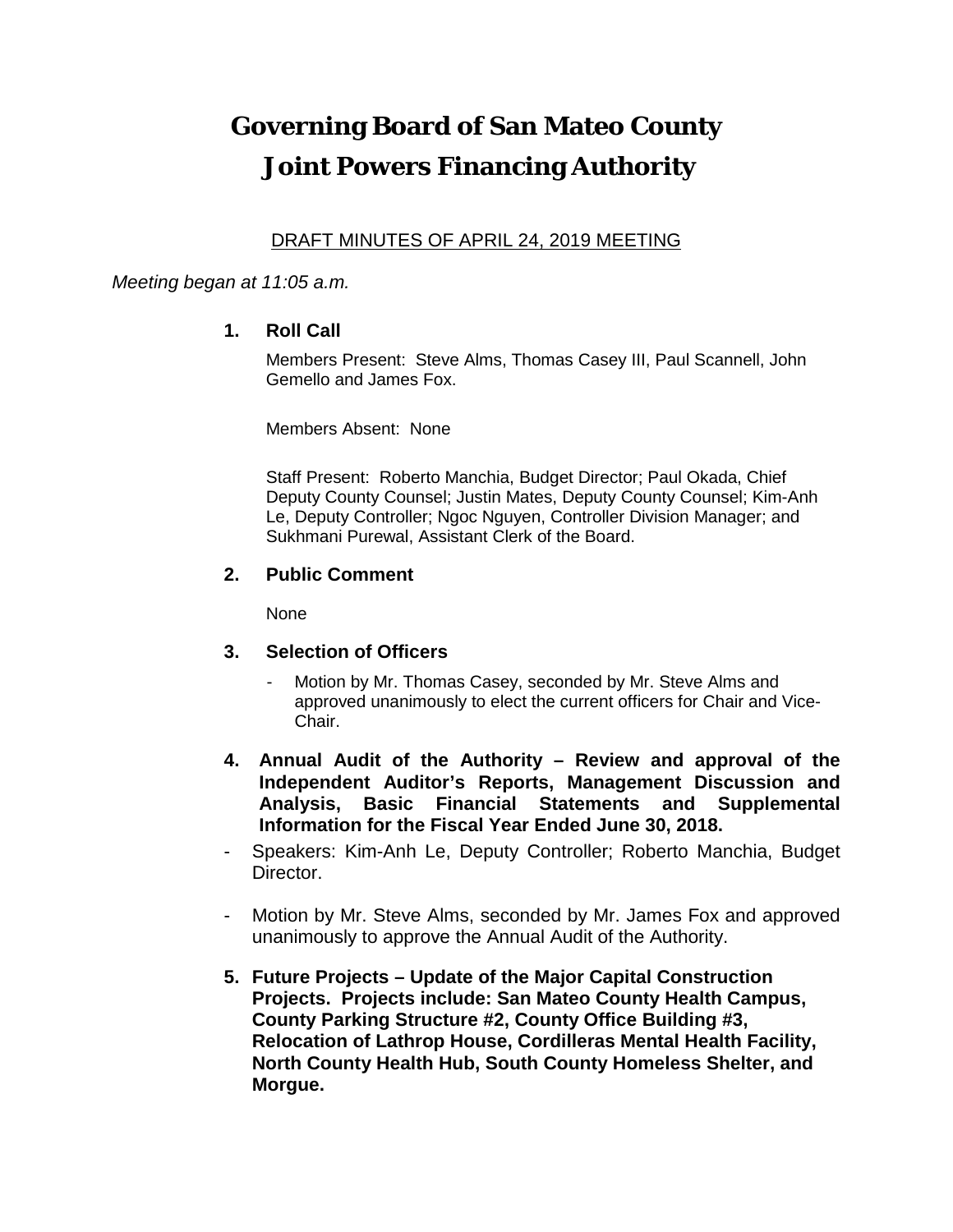# Governing Board of San Mateo County Joint Powers Financing Authority

DRAFT MINUTES OF APRIL 24, 2019 MEETING

*Meeting began at 11:05 a.m.*

**1. Roll Call**

Members Present: Steve Alms, Thomas Casey III, Paul Scannell, John Gemello and James Fox.

Members Absent: None

Staff Present: Roberto Manchia, Budget Director; Paul Okada, Chief Deputy County Counsel; Justin Mates, Deputy County Counsel; Kim-Anh Le, Deputy Controller; Ngoc Nguyen, Controller Division Manager; and Sukhmani Purewal, Assistant Clerk of the Board.

**2. Public Comment**

None

**3. Selection of Officers**

- Motion by Mr. Thomas Casey, seconded by Mr. Steve Alms and approved unanimously to elect the current officers for Chair and Vice-Chair.

**4. Annual Audit of the Authority – Review and approval of the Independent Auditor's Reports, Management Discussion and Analysis, Basic Financial Statements and Supplemental Information for the Fiscal Year Ended June 30, 2018.**

- Speakers: Kim-Anh Le, Deputy Controller; Roberto Manchia, Budget Director.

- Motion by Mr. Steve Alms, seconded by Mr. James Fox and approved unanimously to approve the Annual Audit of the Authority.

**5. Future Projects – Update of the Major Capital Construction Projects. Projects include: San Mateo County Health Campus, County Parking Structure #2, County Office Building #3, Relocation of Lathrop House, Cordilleras Mental Health Facility, North County Health Hub, South County Homeless Shelter, and Morgue.**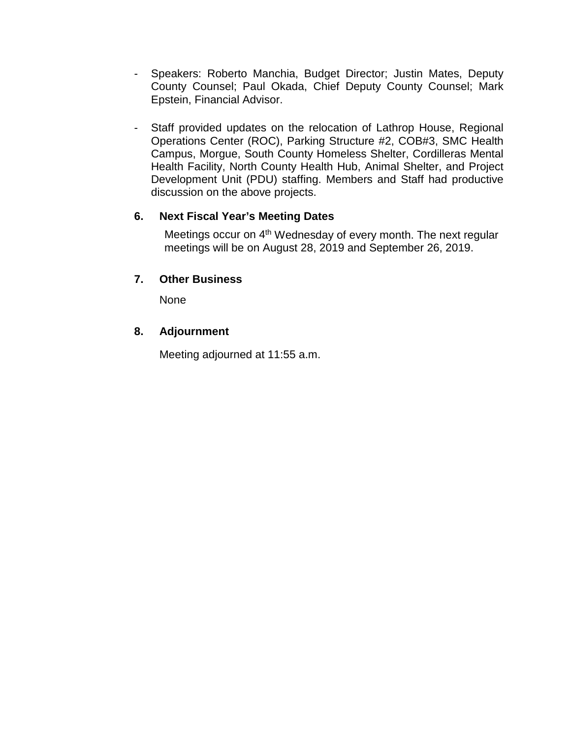- Speakers: Roberto Manchia, Budget Director; Justin Mates, Deputy County Counsel; Paul Okada, Chief Deputy County Counsel; Mark Epstein, Financial Advisor.

- Staff provided updates on the relocation of Lathrop House, Regional Operations Center (ROC), Parking Structure #2, COB#3, SMC Health Campus, Morgue, South County Homeless Shelter, Cordilleras Mental Health Facility, North County Health Hub, Animal Shelter, and Project Development Unit (PDU) staffing. Members and Staff had productive discussion on the above projects.

**6. Next Fiscal Year's Meeting Dates**

Meetings occur on 4th Wednesday of every month. The next regular meetings will be on August 28, 2019 and September 26, 2019.

**7. Other Business**

None

**8. Adjournment**

Meeting adjourned at 11:55 a.m.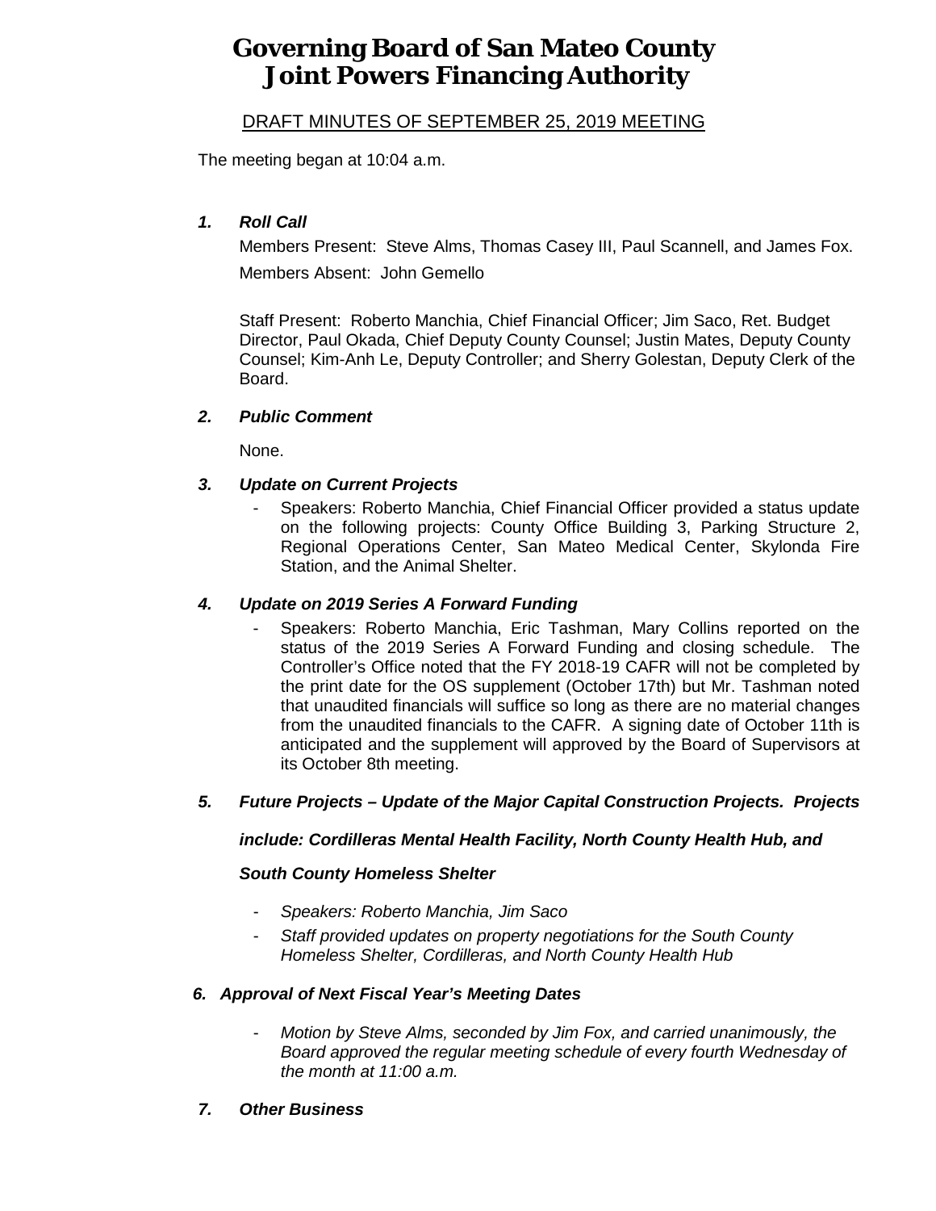# Governing Board of San Mateo County Joint Powers Financing Authority

DRAFT MINUTES OF SEPTEMBER 25, 2019 MEETING

The meeting began at 10:04 a.m.

### *1. Roll Call*

Members Present: Steve Alms, Thomas Casey III, Paul Scannell, and James Fox.

Members Absent: John Gemello

Staff Present: Roberto Manchia, Chief Financial Officer; Jim Saco, Ret. Budget Director, Paul Okada, Chief Deputy County Counsel; Justin Mates, Deputy County Counsel; Kim-Anh Le, Deputy Controller; and Sherry Golestan, Deputy Clerk of the Board.

### *2. Public Comment*

None.

### *3. Update on Current Projects*

- Speakers: Roberto Manchia, Chief Financial Officer provided a status update on the following projects: County Office Building 3, Parking Structure 2, Regional Operations Center, San Mateo Medical Center, Skylonda Fire Station, and the Animal Shelter.

### *4. Update on 2019 Series A Forward Funding*

- Speakers: Roberto Manchia, Eric Tashman, Mary Collins reported on the status of the 2019 Series A Forward Funding and closing schedule. The Controller's Office noted that the FY 2018-19 CAFR will not be completed by the print date for the OS supplement (October 17th) but Mr. Tashman noted that unaudited financials will suffice so long as there are no material changes from the unaudited financials to the CAFR. A signing date of October 11th is anticipated and the supplement will approved by the Board of Supervisors at its October 8th meeting.

### *5. Future Projects – Update of the Major Capital Construction Projects. Projects include: Cordilleras Mental Health Facility, North County Health Hub, and South County Homeless Shelter*

- *Speakers: Roberto Manchia, Jim Saco*
- *Staff provided updates on property negotiations for the South County Homeless Shelter, Cordilleras, and North County Health Hub*

### *6. Approval of Next Fiscal Year's Meeting Dates*

- *Motion by Steve Alms, seconded by Jim Fox, and carried unanimously, the Board approved the regular meeting schedule of every fourth Wednesday of the month at 11:00 a.m.*

### *7. Other Business*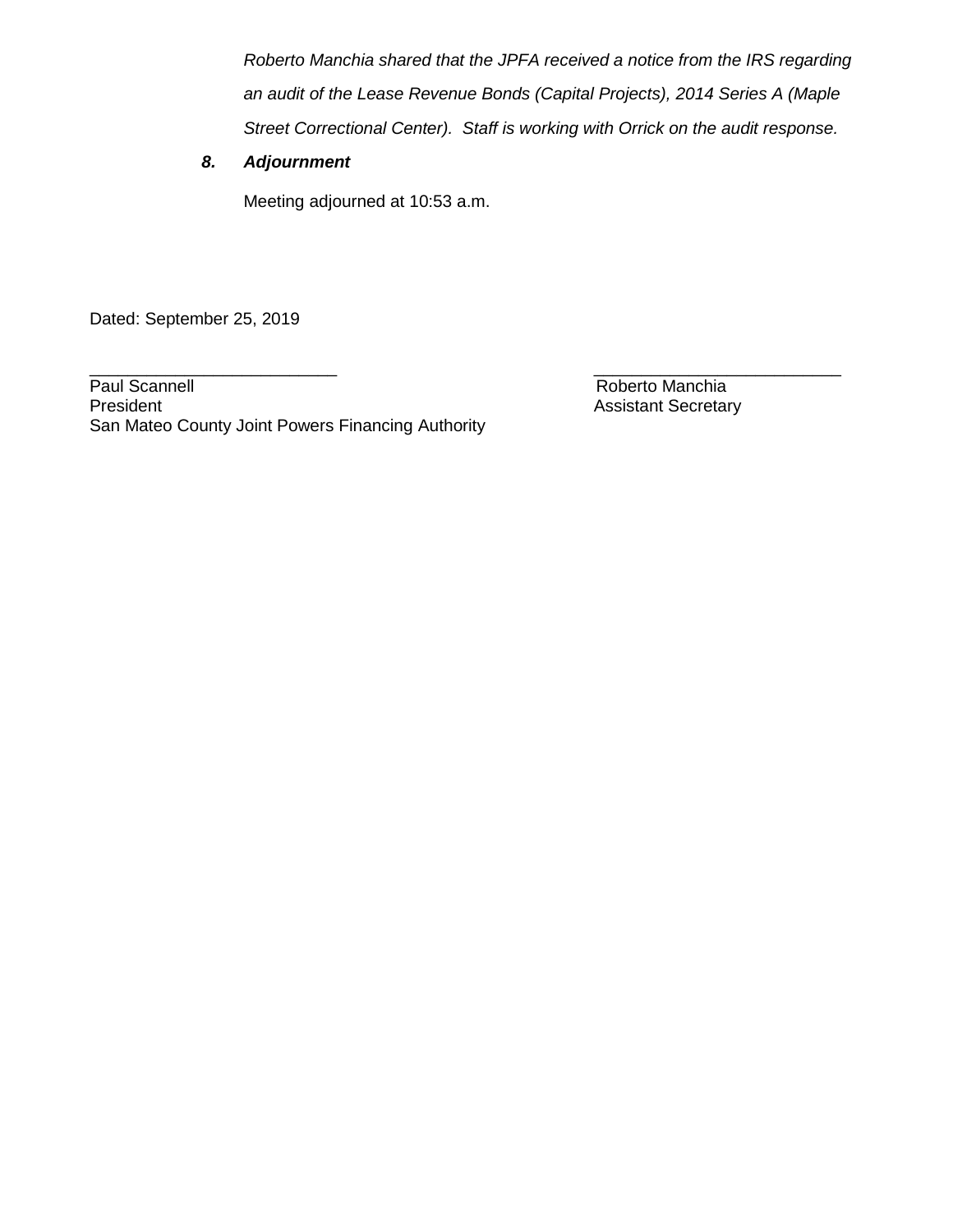*Roberto Manchia shared that the JPFA received a notice from the IRS regarding an audit of the Lease Revenue Bonds (Capital Projects), 2014 Series A (Maple Street Correctional Center). Staff is working with Orrick on the audit response.*

***8. Adjournment***

Meeting adjourned at 10:53 a.m.

Dated: September 25, 2019

| | |
|---|---|
| ___________________________ | ___________________________ |
| Paul Scannell | Roberto Manchia |
| President | Assistant Secretary |
| San Mateo County Joint Powers Financing Authority | |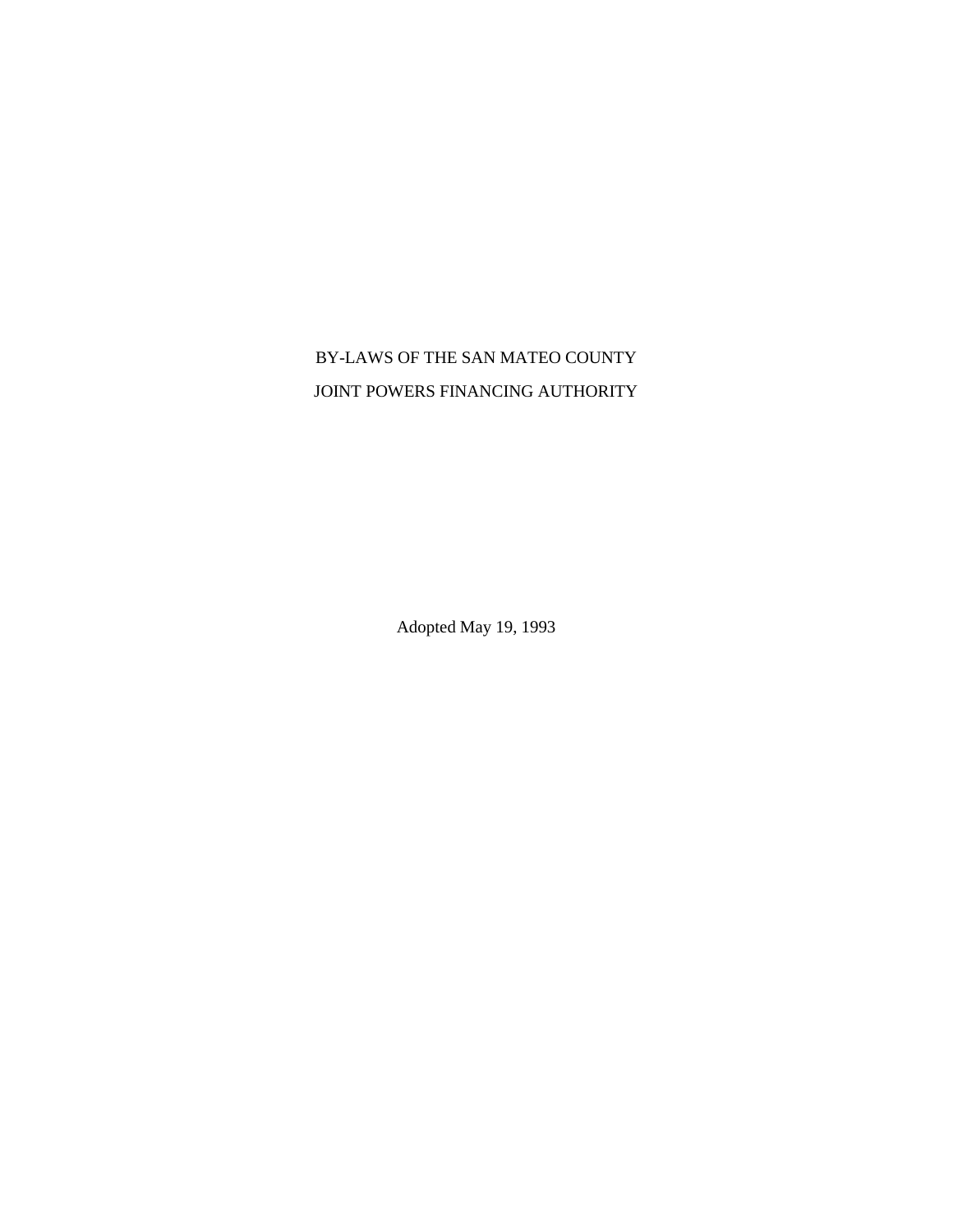# BY-LAWS OF THE SAN MATEO COUNTY JOINT POWERS FINANCING AUTHORITY

Adopted May 19, 1993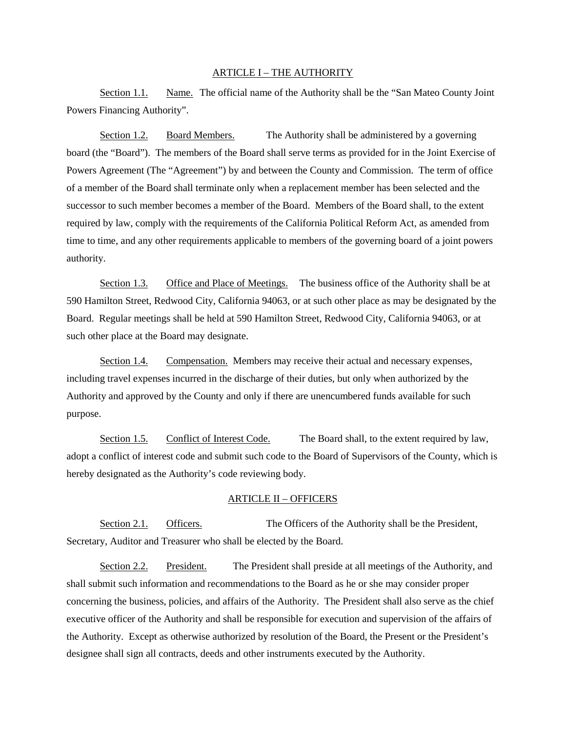## ARTICLE I – THE AUTHORITY

Section 1.1. Name. The official name of the Authority shall be the "San Mateo County Joint Powers Financing Authority".

Section 1.2. Board Members. The Authority shall be administered by a governing board (the "Board"). The members of the Board shall serve terms as provided for in the Joint Exercise of Powers Agreement (The "Agreement") by and between the County and Commission. The term of office of a member of the Board shall terminate only when a replacement member has been selected and the successor to such member becomes a member of the Board. Members of the Board shall, to the extent required by law, comply with the requirements of the California Political Reform Act, as amended from time to time, and any other requirements applicable to members of the governing board of a joint powers authority.

Section 1.3. Office and Place of Meetings. The business office of the Authority shall be at 590 Hamilton Street, Redwood City, California 94063, or at such other place as may be designated by the Board. Regular meetings shall be held at 590 Hamilton Street, Redwood City, California 94063, or at such other place at the Board may designate.

Section 1.4. Compensation. Members may receive their actual and necessary expenses, including travel expenses incurred in the discharge of their duties, but only when authorized by the Authority and approved by the County and only if there are unencumbered funds available for such purpose.

Section 1.5. Conflict of Interest Code. The Board shall, to the extent required by law, adopt a conflict of interest code and submit such code to the Board of Supervisors of the County, which is hereby designated as the Authority's code reviewing body.

## ARTICLE II – OFFICERS

Section 2.1. Officers. The Officers of the Authority shall be the President, Secretary, Auditor and Treasurer who shall be elected by the Board.

Section 2.2. President. The President shall preside at all meetings of the Authority, and shall submit such information and recommendations to the Board as he or she may consider proper concerning the business, policies, and affairs of the Authority. The President shall also serve as the chief executive officer of the Authority and shall be responsible for execution and supervision of the affairs of the Authority. Except as otherwise authorized by resolution of the Board, the Present or the President's designee shall sign all contracts, deeds and other instruments executed by the Authority.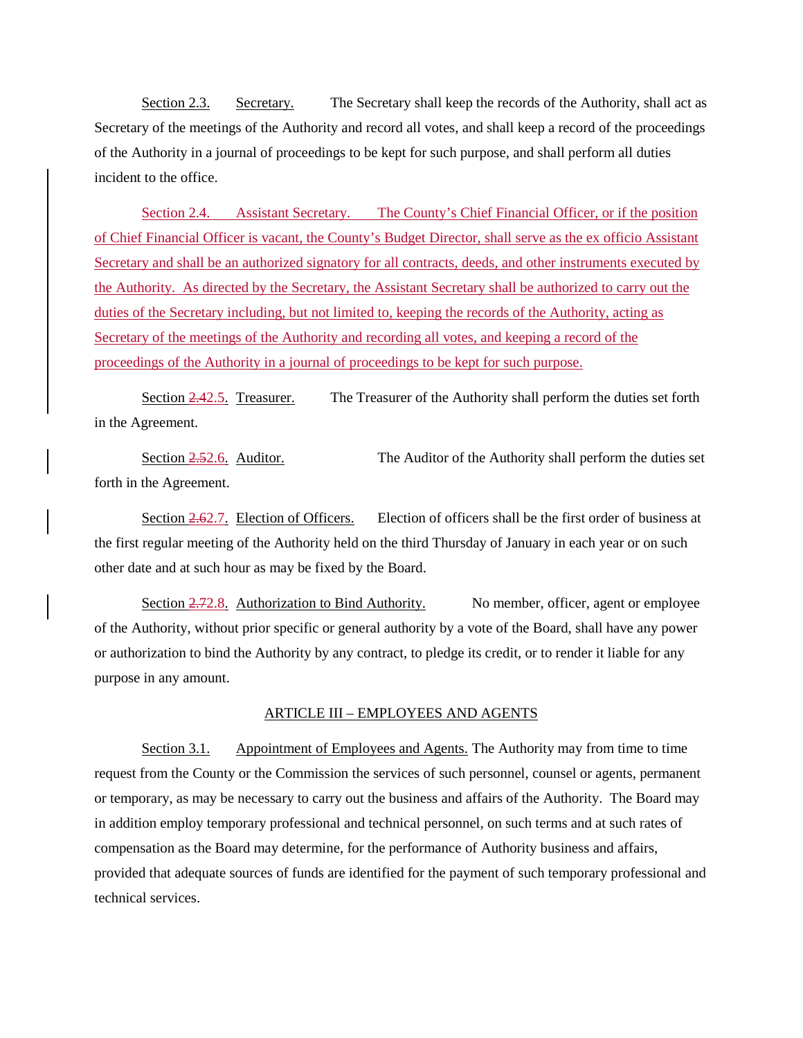Section 2.3. Secretary. The Secretary shall keep the records of the Authority, shall act as Secretary of the meetings of the Authority and record all votes, and shall keep a record of the proceedings of the Authority in a journal of proceedings to be kept for such purpose, and shall perform all duties incident to the office.

Section 2.4. Assistant Secretary. The County's Chief Financial Officer, or if the position of Chief Financial Officer is vacant, the County's Budget Director, shall serve as the ex officio Assistant Secretary and shall be an authorized signatory for all contracts, deeds, and other instruments executed by the Authority. As directed by the Secretary, the Assistant Secretary shall be authorized to carry out the duties of the Secretary including, but not limited to, keeping the records of the Authority, acting as Secretary of the meetings of the Authority and recording all votes, and keeping a record of the proceedings of the Authority in a journal of proceedings to be kept for such purpose.

Section ~~2.4~~2.5. Treasurer. The Treasurer of the Authority shall perform the duties set forth in the Agreement.

Section ~~2.5~~2.6. Auditor. The Auditor of the Authority shall perform the duties set forth in the Agreement.

Section ~~2.6~~2.7. Election of Officers. Election of officers shall be the first order of business at the first regular meeting of the Authority held on the third Thursday of January in each year or on such other date and at such hour as may be fixed by the Board.

Section ~~2.7~~2.8. Authorization to Bind Authority. No member, officer, agent or employee of the Authority, without prior specific or general authority by a vote of the Board, shall have any power or authorization to bind the Authority by any contract, to pledge its credit, or to render it liable for any purpose in any amount.

## ARTICLE III – EMPLOYEES AND AGENTS

Section 3.1. Appointment of Employees and Agents. The Authority may from time to time request from the County or the Commission the services of such personnel, counsel or agents, permanent or temporary, as may be necessary to carry out the business and affairs of the Authority. The Board may in addition employ temporary professional and technical personnel, on such terms and at such rates of compensation as the Board may determine, for the performance of Authority business and affairs, provided that adequate sources of funds are identified for the payment of such temporary professional and technical services.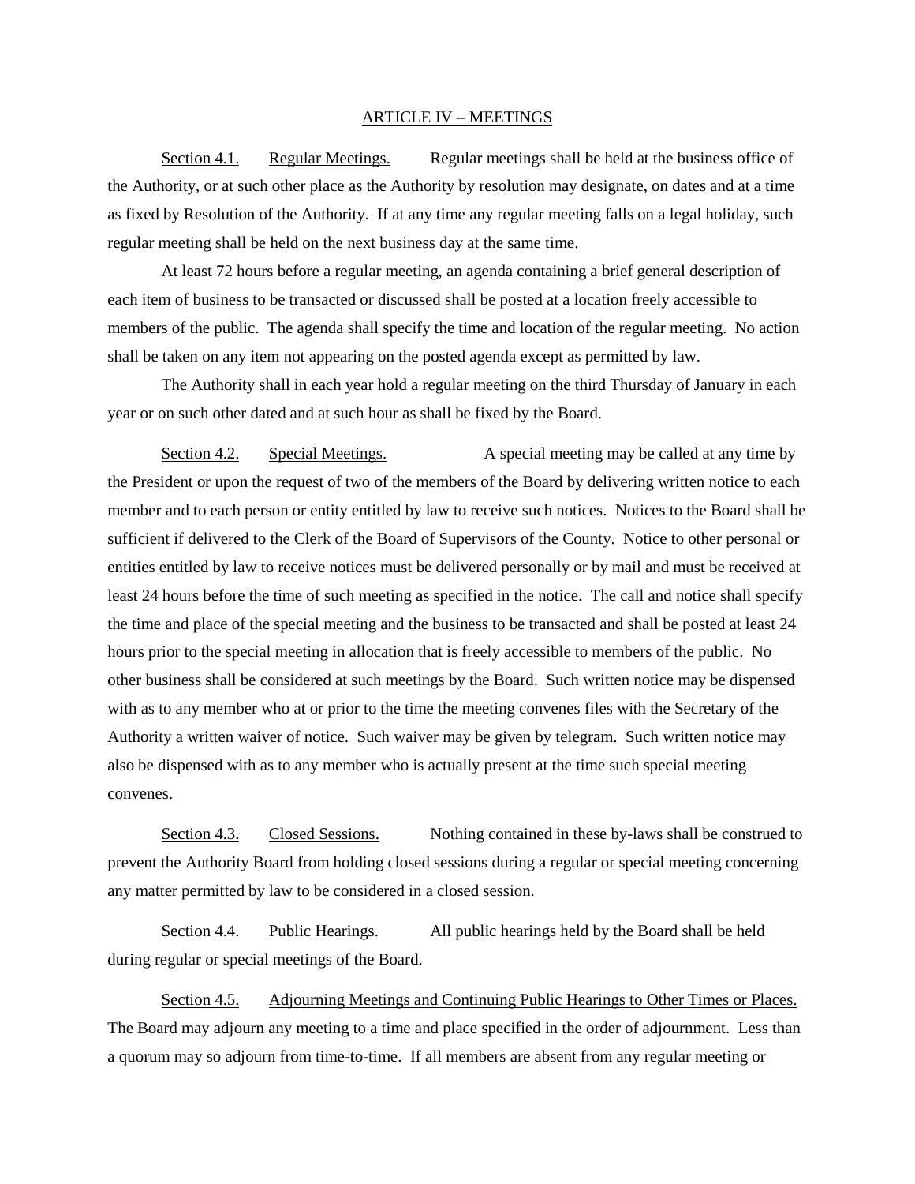## ARTICLE IV – MEETINGS

Section 4.1. Regular Meetings. Regular meetings shall be held at the business office of the Authority, or at such other place as the Authority by resolution may designate, on dates and at a time as fixed by Resolution of the Authority. If at any time any regular meeting falls on a legal holiday, such regular meeting shall be held on the next business day at the same time.

At least 72 hours before a regular meeting, an agenda containing a brief general description of each item of business to be transacted or discussed shall be posted at a location freely accessible to members of the public. The agenda shall specify the time and location of the regular meeting. No action shall be taken on any item not appearing on the posted agenda except as permitted by law.

The Authority shall in each year hold a regular meeting on the third Thursday of January in each year or on such other dated and at such hour as shall be fixed by the Board.

Section 4.2. Special Meetings. A special meeting may be called at any time by the President or upon the request of two of the members of the Board by delivering written notice to each member and to each person or entity entitled by law to receive such notices. Notices to the Board shall be sufficient if delivered to the Clerk of the Board of Supervisors of the County. Notice to other personal or entities entitled by law to receive notices must be delivered personally or by mail and must be received at least 24 hours before the time of such meeting as specified in the notice. The call and notice shall specify the time and place of the special meeting and the business to be transacted and shall be posted at least 24 hours prior to the special meeting in allocation that is freely accessible to members of the public. No other business shall be considered at such meetings by the Board. Such written notice may be dispensed with as to any member who at or prior to the time the meeting convenes files with the Secretary of the Authority a written waiver of notice. Such waiver may be given by telegram. Such written notice may also be dispensed with as to any member who is actually present at the time such special meeting convenes.

Section 4.3. Closed Sessions. Nothing contained in these by-laws shall be construed to prevent the Authority Board from holding closed sessions during a regular or special meeting concerning any matter permitted by law to be considered in a closed session.

Section 4.4. Public Hearings. All public hearings held by the Board shall be held during regular or special meetings of the Board.

Section 4.5. Adjourning Meetings and Continuing Public Hearings to Other Times or Places. The Board may adjourn any meeting to a time and place specified in the order of adjournment. Less than a quorum may so adjourn from time-to-time. If all members are absent from any regular meeting or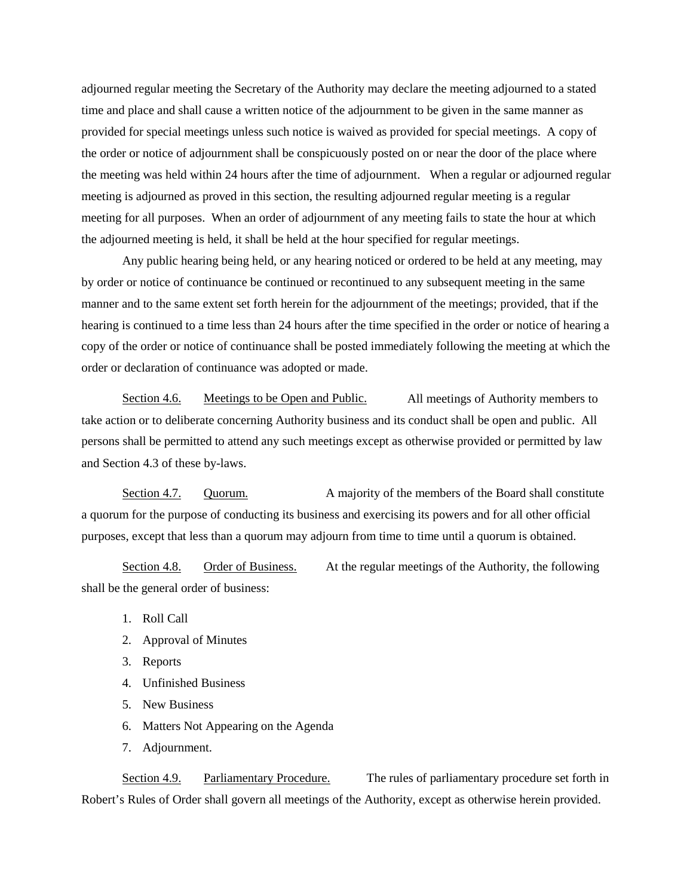adjourned regular meeting the Secretary of the Authority may declare the meeting adjourned to a stated time and place and shall cause a written notice of the adjournment to be given in the same manner as provided for special meetings unless such notice is waived as provided for special meetings. A copy of the order or notice of adjournment shall be conspicuously posted on or near the door of the place where the meeting was held within 24 hours after the time of adjournment. When a regular or adjourned regular meeting is adjourned as proved in this section, the resulting adjourned regular meeting is a regular meeting for all purposes. When an order of adjournment of any meeting fails to state the hour at which the adjourned meeting is held, it shall be held at the hour specified for regular meetings.

Any public hearing being held, or any hearing noticed or ordered to be held at any meeting, may by order or notice of continuance be continued or recontinued to any subsequent meeting in the same manner and to the same extent set forth herein for the adjournment of the meetings; provided, that if the hearing is continued to a time less than 24 hours after the time specified in the order or notice of hearing a copy of the order or notice of continuance shall be posted immediately following the meeting at which the order or declaration of continuance was adopted or made.

<u>Section 4.6.</u> <u>Meetings to be Open and Public.</u> All meetings of Authority members to take action or to deliberate concerning Authority business and its conduct shall be open and public. All persons shall be permitted to attend any such meetings except as otherwise provided or permitted by law and Section 4.3 of these by-laws.

<u>Section 4.7.</u> <u>Quorum.</u> A majority of the members of the Board shall constitute a quorum for the purpose of conducting its business and exercising its powers and for all other official purposes, except that less than a quorum may adjourn from time to time until a quorum is obtained.

<u>Section 4.8.</u> <u>Order of Business.</u> At the regular meetings of the Authority, the following shall be the general order of business:

1. Roll Call
2. Approval of Minutes
3. Reports
4. Unfinished Business
5. New Business
6. Matters Not Appearing on the Agenda
7. Adjournment.

<u>Section 4.9.</u> <u>Parliamentary Procedure.</u> The rules of parliamentary procedure set forth in Robert's Rules of Order shall govern all meetings of the Authority, except as otherwise herein provided.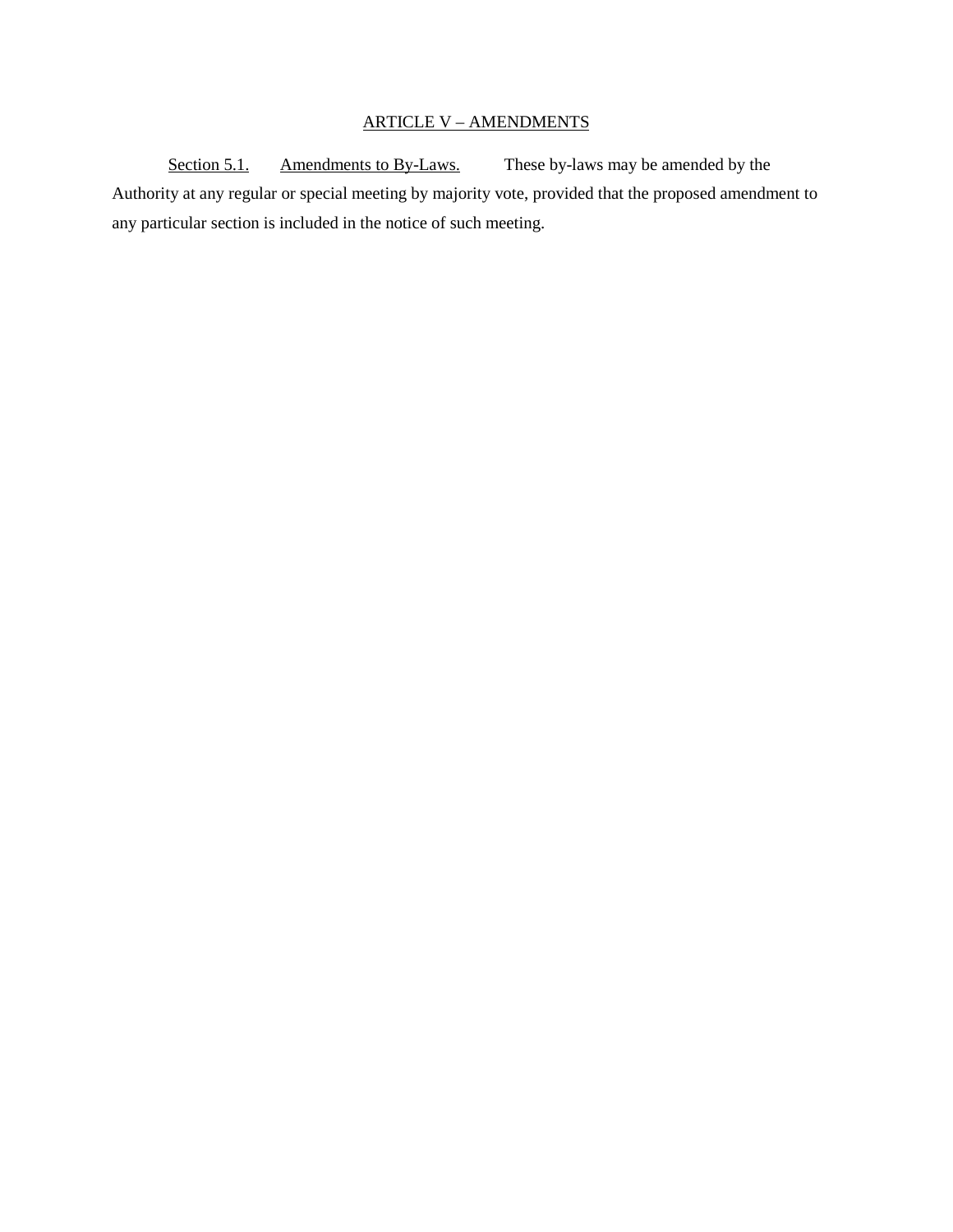## ARTICLE V – AMENDMENTS

Section 5.1. Amendments to By-Laws. These by-laws may be amended by the Authority at any regular or special meeting by majority vote, provided that the proposed amendment to any particular section is included in the notice of such meeting.